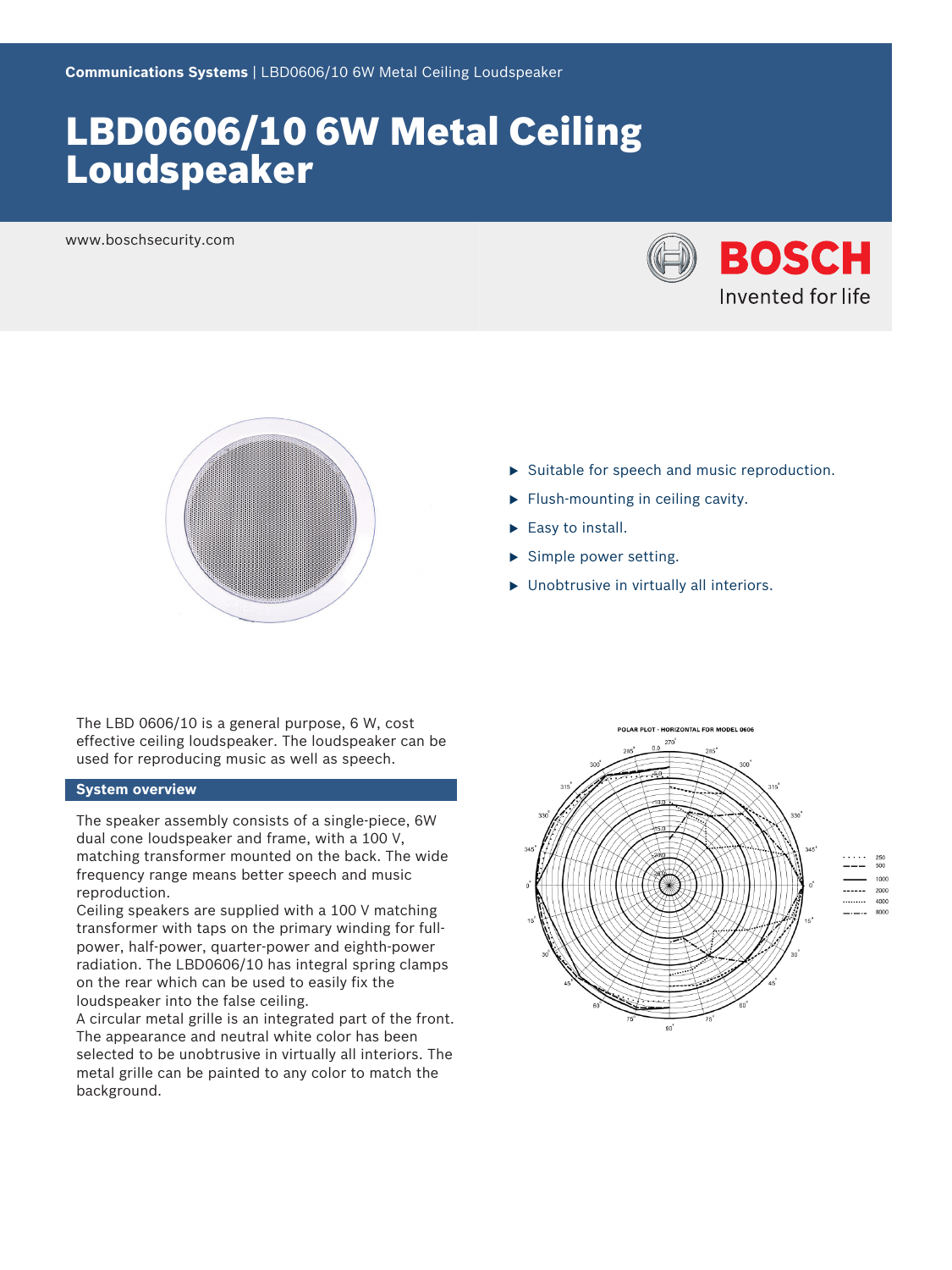**Communications Systems** | LBD0606/10 6W Metal Ceiling Loudspeaker

# LBD0606/10 6W Metal Ceiling Loudspeaker

www.boschsecurity.com

- Suitable for speech and music reproduction.
- Flush-mounting in ceiling cavity.
- Easy to install.
- Simple power setting.
- Unobtrusive in virtually all interiors.

The LBD 0606/10 is a general purpose, 6 W, cost effective ceiling loudspeaker. The loudspeaker can be used for reproducing music as well as speech.

## System overview

The speaker assembly consists of a single-piece, 6W dual cone loudspeaker and frame, with a 100 V, matching transformer mounted on the back. The wide frequency range means better speech and music reproduction.

Ceiling speakers are supplied with a 100 V matching transformer with taps on the primary winding for full-power, half-power, quarter-power and eighth-power radiation. The LBD0606/10 has integral spring clamps on the rear which can be used to easily fix the loudspeaker into the false ceiling.

A circular metal grille is an integrated part of the front. The appearance and neutral white color has been selected to be unobtrusive in virtually all interiors. The metal grille can be painted to any color to match the background.

POLAR PLOT - HORIZONTAL FOR MODEL 0606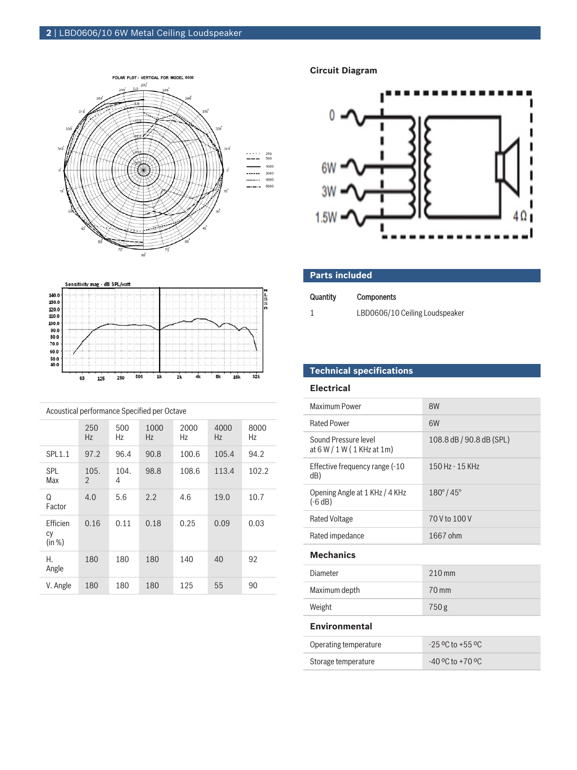Acoustical performance Specified per Octave

| | 250 Hz | 500 Hz | 1000 Hz | 2000 Hz | 4000 Hz | 8000 Hz |
|---|---|---|---|---|---|---|
| SPL1.1 | 97.2 | 96.4 | 90.8 | 100.6 | 105.4 | 94.2 |
| SPL Max | 105.2 | 104.4 | 98.8 | 108.6 | 113.4 | 102.2 |
| Q Factor | 4.0 | 5.6 | 2.2 | 4.6 | 19.0 | 10.7 |
| Efficiency (in %) | 0.16 | 0.11 | 0.18 | 0.25 | 0.09 | 0.03 |
| H. Angle | 180 | 180 | 180 | 140 | 40 | 92 |
| V. Angle | 180 | 180 | 180 | 125 | 55 | 90 |

## Circuit Diagram

## Parts included

| Quantity | Components |
|---|---|
| 1 | LBD0606/10 Ceiling Loudspeaker |

## Technical specifications

### Electrical

| | |
|---|---|
| Maximum Power | 8W |
| Rated Power | 6W |
| Sound Pressure level at 6 W / 1 W ( 1 KHz at 1m) | 108.8 dB / 90.8 dB (SPL) |
| Effective frequency range (-10 dB) | 150 Hz - 15 KHz |
| Opening Angle at 1 KHz / 4 KHz (-6 dB) | 180° / 45° |
| Rated Voltage | 70 V to 100 V |
| Rated impedance | 1667 ohm |

### Mechanics

| | |
|---|---|
| Diameter | 210 mm |
| Maximum depth | 70 mm |
| Weight | 750 g |

### Environmental

| | |
|---|---|
| Operating temperature | -25 ºC to +55 ºC |
| Storage temperature | -40 ºC to +70 ºC |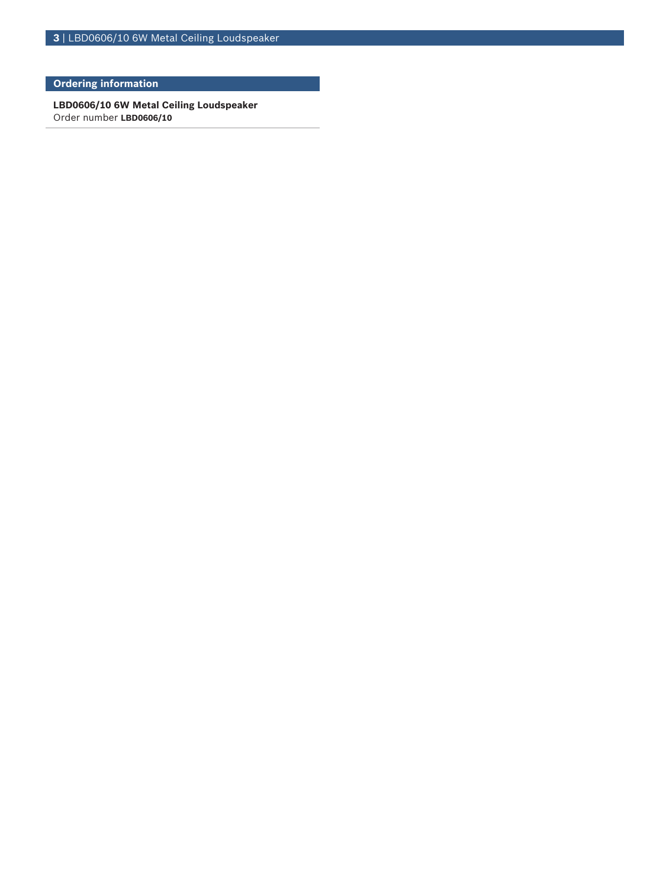## Ordering information

**LBD0606/10 6W Metal Ceiling Loudspeaker**
Order number **LBD0606/10**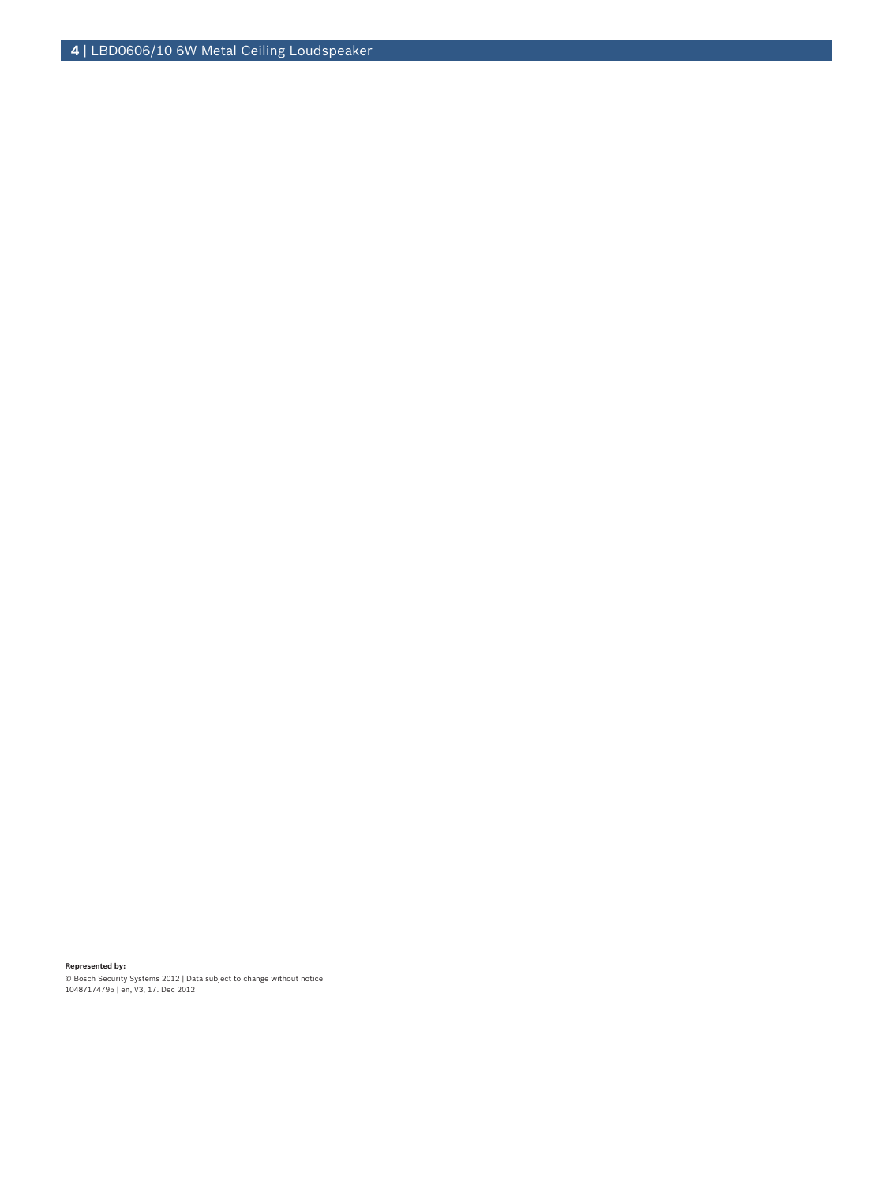**Represented by:**

© Bosch Security Systems 2012 | Data subject to change without notice
10487174795 | en, V3, 17. Dec 2012